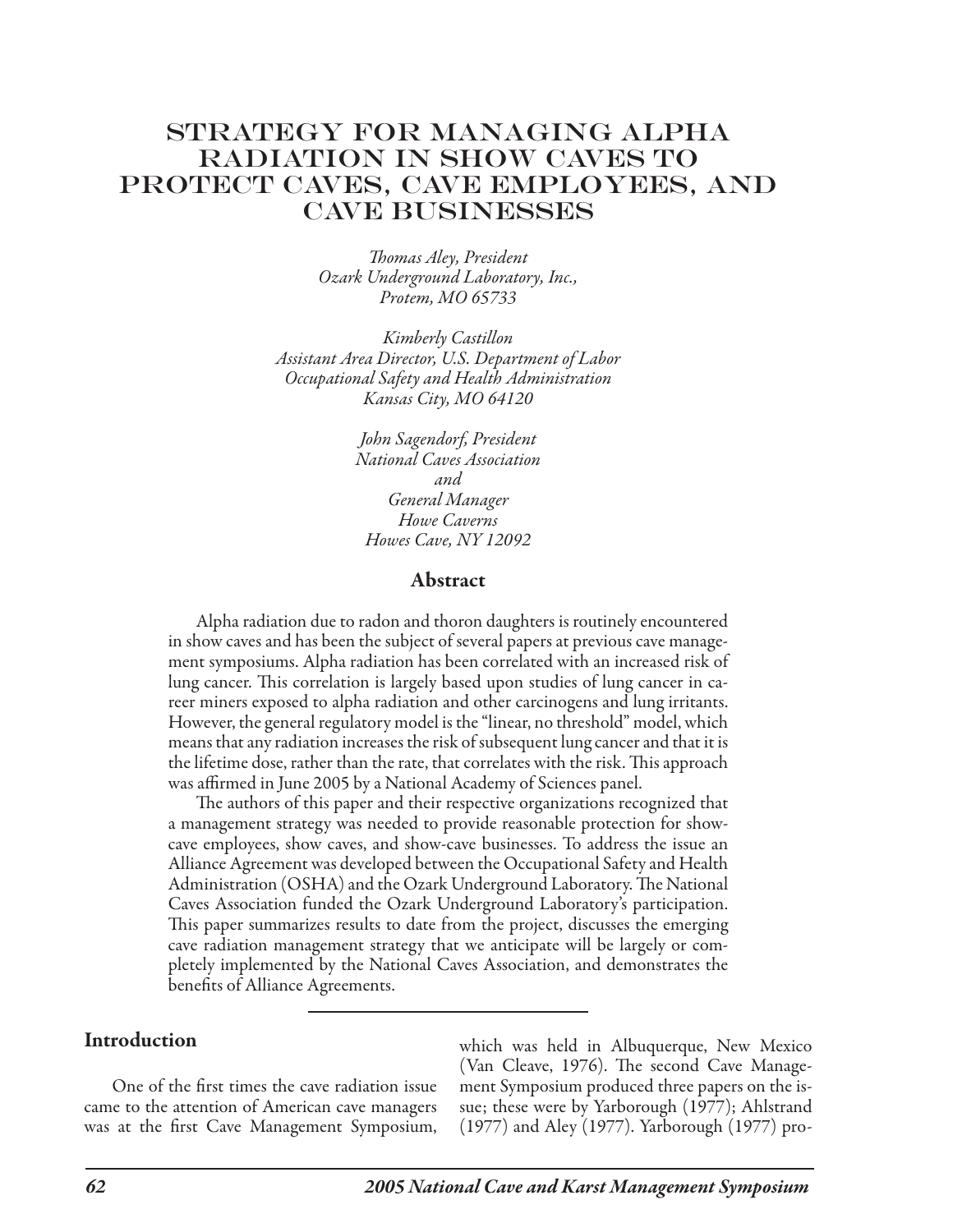# Strategy for Managing Alpha Radiation in Show Caves to Protect Caves, Cave Employees, and Cave Businesses

*Thomas Aley, President*
*Ozark Underground Laboratory, Inc.,*
*Protem, MO 65733*

*Kimberly Castillon*
*Assistant Area Director, U.S. Department of Labor*
*Occupational Safety and Health Administration*
*Kansas City, MO 64120*

*John Sagendorf, President*
*National Caves Association*
*and*
*General Manager*
*Howe Caverns*
*Howes Cave, NY 12092*

## Abstract

Alpha radiation due to radon and thoron daughters is routinely encountered in show caves and has been the subject of several papers at previous cave management symposiums. Alpha radiation has been correlated with an increased risk of lung cancer. This correlation is largely based upon studies of lung cancer in career miners exposed to alpha radiation and other carcinogens and lung irritants. However, the general regulatory model is the "linear, no threshold" model, which means that any radiation increases the risk of subsequent lung cancer and that it is the lifetime dose, rather than the rate, that correlates with the risk. This approach was affirmed in June 2005 by a National Academy of Sciences panel.

The authors of this paper and their respective organizations recognized that a management strategy was needed to provide reasonable protection for show-cave employees, show caves, and show-cave businesses. To address the issue an Alliance Agreement was developed between the Occupational Safety and Health Administration (OSHA) and the Ozark Underground Laboratory. The National Caves Association funded the Ozark Underground Laboratory's participation. This paper summarizes results to date from the project, discusses the emerging cave radiation management strategy that we anticipate will be largely or completely implemented by the National Caves Association, and demonstrates the benefits of Alliance Agreements.

## Introduction

One of the first times the cave radiation issue came to the attention of American cave managers was at the first Cave Management Symposium, which was held in Albuquerque, New Mexico (Van Cleave, 1976). The second Cave Management Symposium produced three papers on the issue; these were by Yarborough (1977); Ahlstrand (1977) and Aley (1977). Yarborough (1977) pro-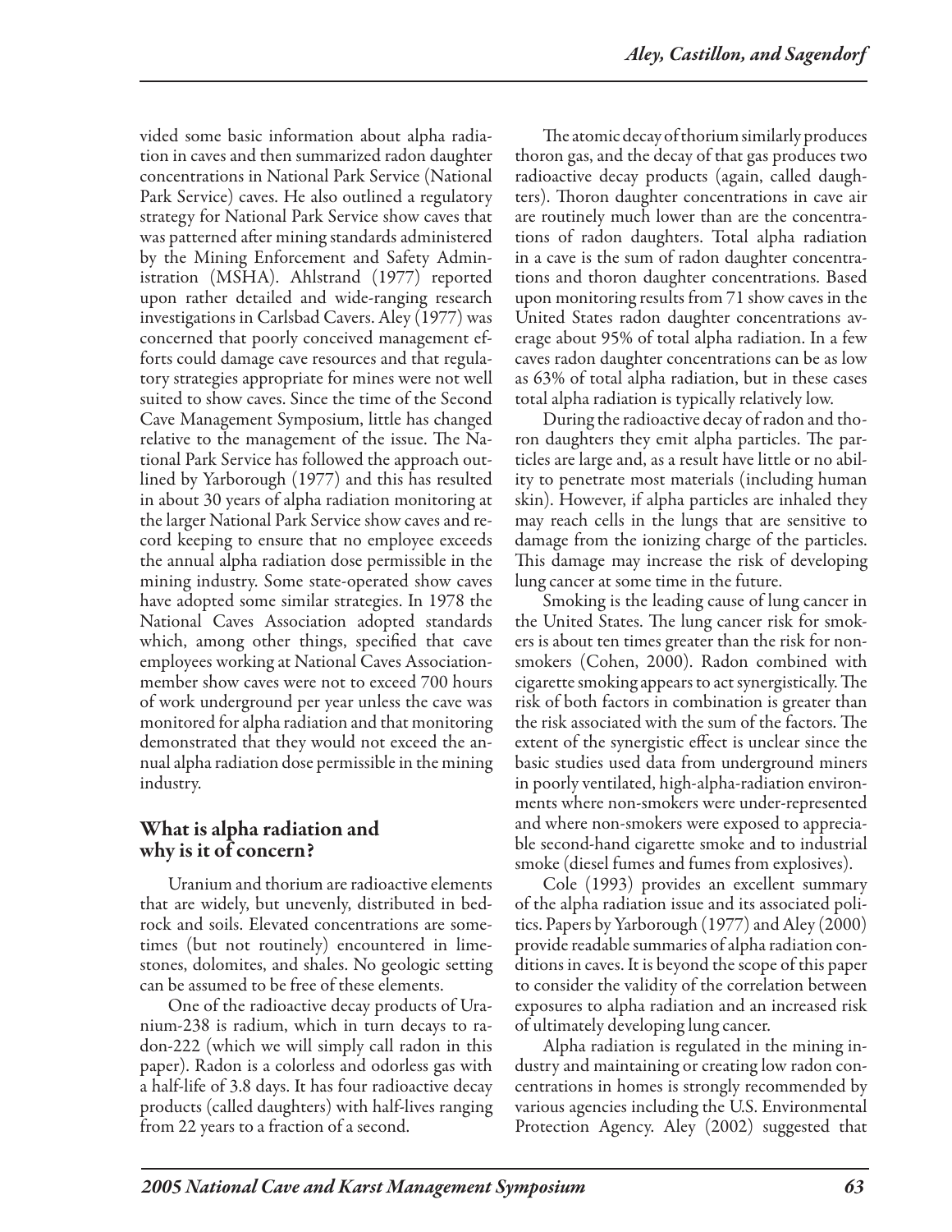vided some basic information about alpha radiation in caves and then summarized radon daughter concentrations in National Park Service (National Park Service) caves. He also outlined a regulatory strategy for National Park Service show caves that was patterned after mining standards administered by the Mining Enforcement and Safety Administration (MSHA). Ahlstrand (1977) reported upon rather detailed and wide-ranging research investigations in Carlsbad Cavers. Aley (1977) was concerned that poorly conceived management efforts could damage cave resources and that regulatory strategies appropriate for mines were not well suited to show caves. Since the time of the Second Cave Management Symposium, little has changed relative to the management of the issue. The National Park Service has followed the approach outlined by Yarborough (1977) and this has resulted in about 30 years of alpha radiation monitoring at the larger National Park Service show caves and record keeping to ensure that no employee exceeds the annual alpha radiation dose permissible in the mining industry. Some state-operated show caves have adopted some similar strategies. In 1978 the National Caves Association adopted standards which, among other things, specified that cave employees working at National Caves Association-member show caves were not to exceed 700 hours of work underground per year unless the cave was monitored for alpha radiation and that monitoring demonstrated that they would not exceed the annual alpha radiation dose permissible in the mining industry.

## What is alpha radiation and why is it of concern?

Uranium and thorium are radioactive elements that are widely, but unevenly, distributed in bedrock and soils. Elevated concentrations are sometimes (but not routinely) encountered in limestones, dolomites, and shales. No geologic setting can be assumed to be free of these elements.

One of the radioactive decay products of Uranium-238 is radium, which in turn decays to radon-222 (which we will simply call radon in this paper). Radon is a colorless and odorless gas with a half-life of 3.8 days. It has four radioactive decay products (called daughters) with half-lives ranging from 22 years to a fraction of a second.

The atomic decay of thorium similarly produces thoron gas, and the decay of that gas produces two radioactive decay products (again, called daughters). Thoron daughter concentrations in cave air are routinely much lower than are the concentrations of radon daughters. Total alpha radiation in a cave is the sum of radon daughter concentrations and thoron daughter concentrations. Based upon monitoring results from 71 show caves in the United States radon daughter concentrations average about 95% of total alpha radiation. In a few caves radon daughter concentrations can be as low as 63% of total alpha radiation, but in these cases total alpha radiation is typically relatively low.

During the radioactive decay of radon and thoron daughters they emit alpha particles. The particles are large and, as a result have little or no ability to penetrate most materials (including human skin). However, if alpha particles are inhaled they may reach cells in the lungs that are sensitive to damage from the ionizing charge of the particles. This damage may increase the risk of developing lung cancer at some time in the future.

Smoking is the leading cause of lung cancer in the United States. The lung cancer risk for smokers is about ten times greater than the risk for nonsmokers (Cohen, 2000). Radon combined with cigarette smoking appears to act synergistically. The risk of both factors in combination is greater than the risk associated with the sum of the factors. The extent of the synergistic effect is unclear since the basic studies used data from underground miners in poorly ventilated, high-alpha-radiation environments where non-smokers were under-represented and where non-smokers were exposed to appreciable second-hand cigarette smoke and to industrial smoke (diesel fumes and fumes from explosives).

Cole (1993) provides an excellent summary of the alpha radiation issue and its associated politics. Papers by Yarborough (1977) and Aley (2000) provide readable summaries of alpha radiation conditions in caves. It is beyond the scope of this paper to consider the validity of the correlation between exposures to alpha radiation and an increased risk of ultimately developing lung cancer.

Alpha radiation is regulated in the mining industry and maintaining or creating low radon concentrations in homes is strongly recommended by various agencies including the U.S. Environmental Protection Agency. Aley (2002) suggested that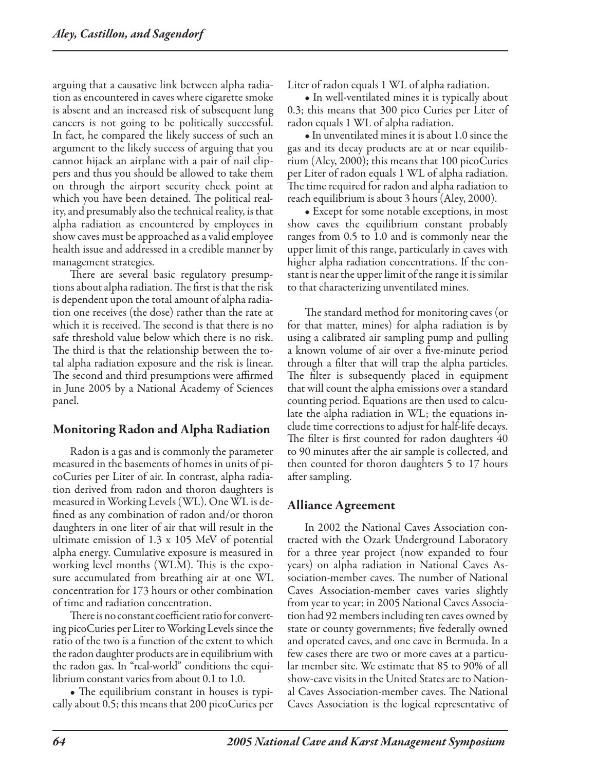arguing that a causative link between alpha radiation as encountered in caves where cigarette smoke is absent and an increased risk of subsequent lung cancers is not going to be politically successful. In fact, he compared the likely success of such an argument to the likely success of arguing that you cannot hijack an airplane with a pair of nail clippers and thus you should be allowed to take them on through the airport security check point at which you have been detained. The political reality, and presumably also the technical reality, is that alpha radiation as encountered by employees in show caves must be approached as a valid employee health issue and addressed in a credible manner by management strategies.

There are several basic regulatory presumptions about alpha radiation. The first is that the risk is dependent upon the total amount of alpha radiation one receives (the dose) rather than the rate at which it is received. The second is that there is no safe threshold value below which there is no risk. The third is that the relationship between the total alpha radiation exposure and the risk is linear. The second and third presumptions were affirmed in June 2005 by a National Academy of Sciences panel.

## Monitoring Radon and Alpha Radiation

Radon is a gas and is commonly the parameter measured in the basements of homes in units of picoCuries per Liter of air. In contrast, alpha radiation derived from radon and thoron daughters is measured in Working Levels (WL). One WL is defined as any combination of radon and/or thoron daughters in one liter of air that will result in the ultimate emission of 1.3 x 105 MeV of potential alpha energy. Cumulative exposure is measured in working level months (WLM). This is the exposure accumulated from breathing air at one WL concentration for 173 hours or other combination of time and radiation concentration.

There is no constant coefficient ratio for converting picoCuries per Liter to Working Levels since the ratio of the two is a function of the extent to which the radon daughter products are in equilibrium with the radon gas. In "real-world" conditions the equilibrium constant varies from about 0.1 to 1.0.

- The equilibrium constant in houses is typically about 0.5; this means that 200 picoCuries per Liter of radon equals 1 WL of alpha radiation.
- In well-ventilated mines it is typically about 0.3; this means that 300 pico Curies per Liter of radon equals 1 WL of alpha radiation.
- In unventilated mines it is about 1.0 since the gas and its decay products are at or near equilibrium (Aley, 2000); this means that 100 picoCuries per Liter of radon equals 1 WL of alpha radiation. The time required for radon and alpha radiation to reach equilibrium is about 3 hours (Aley, 2000).
- Except for some notable exceptions, in most show caves the equilibrium constant probably ranges from 0.5 to 1.0 and is commonly near the upper limit of this range, particularly in caves with higher alpha radiation concentrations. If the constant is near the upper limit of the range it is similar to that characterizing unventilated mines.

The standard method for monitoring caves (or for that matter, mines) for alpha radiation is by using a calibrated air sampling pump and pulling a known volume of air over a five-minute period through a filter that will trap the alpha particles. The filter is subsequently placed in equipment that will count the alpha emissions over a standard counting period. Equations are then used to calculate the alpha radiation in WL; the equations include time corrections to adjust for half-life decays. The filter is first counted for radon daughters 40 to 90 minutes after the air sample is collected, and then counted for thoron daughters 5 to 17 hours after sampling.

## Alliance Agreement

In 2002 the National Caves Association contracted with the Ozark Underground Laboratory for a three year project (now expanded to four years) on alpha radiation in National Caves Association-member caves. The number of National Caves Association-member caves varies slightly from year to year; in 2005 National Caves Association had 92 members including ten caves owned by state or county governments; five federally owned and operated caves, and one cave in Bermuda. In a few cases there are two or more caves at a particular member site. We estimate that 85 to 90% of all show-cave visits in the United States are to National Caves Association-member caves. The National Caves Association is the logical representative of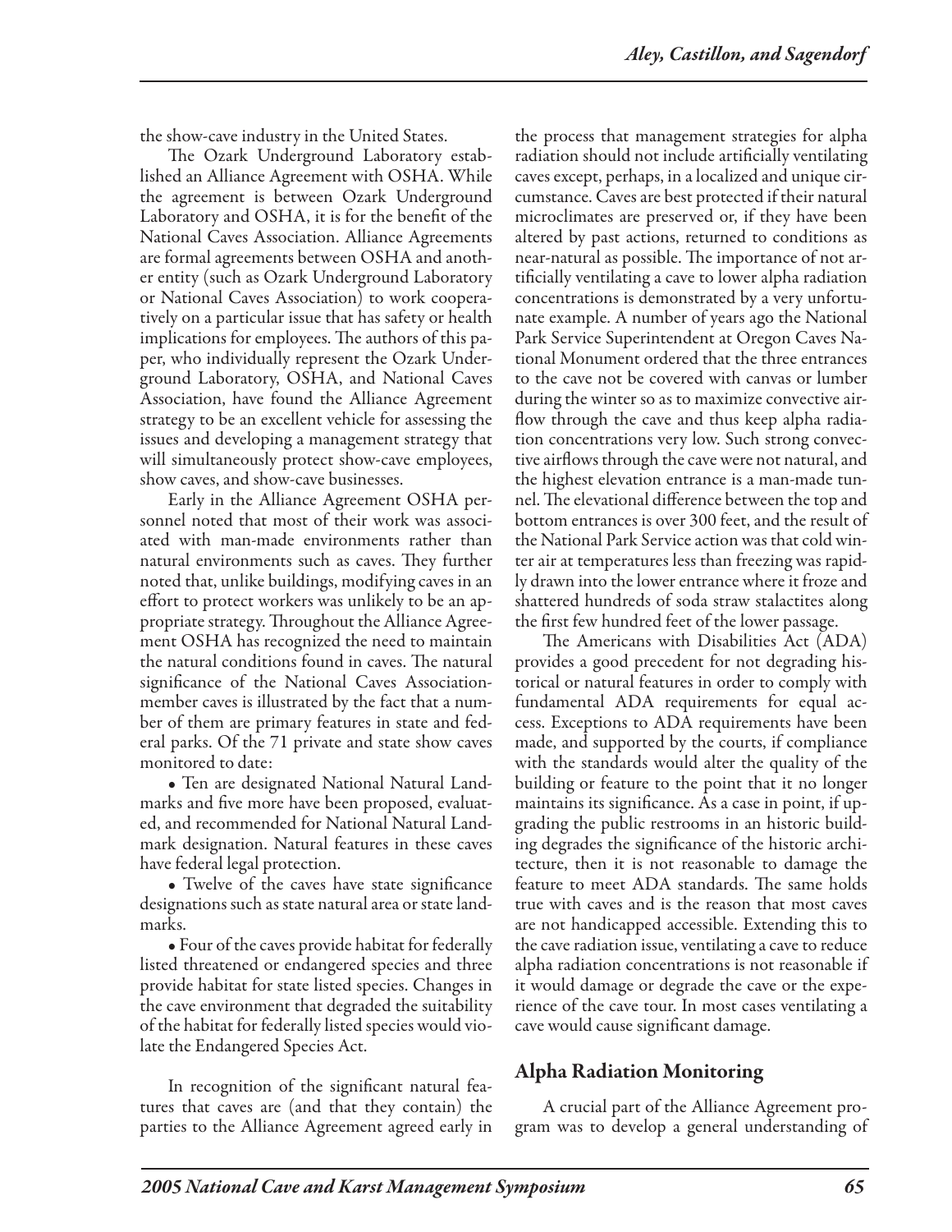the show-cave industry in the United States.

The Ozark Underground Laboratory established an Alliance Agreement with OSHA. While the agreement is between Ozark Underground Laboratory and OSHA, it is for the benefit of the National Caves Association. Alliance Agreements are formal agreements between OSHA and another entity (such as Ozark Underground Laboratory or National Caves Association) to work cooperatively on a particular issue that has safety or health implications for employees. The authors of this paper, who individually represent the Ozark Underground Laboratory, OSHA, and National Caves Association, have found the Alliance Agreement strategy to be an excellent vehicle for assessing the issues and developing a management strategy that will simultaneously protect show-cave employees, show caves, and show-cave businesses.

Early in the Alliance Agreement OSHA personnel noted that most of their work was associated with man-made environments rather than natural environments such as caves. They further noted that, unlike buildings, modifying caves in an effort to protect workers was unlikely to be an appropriate strategy. Throughout the Alliance Agreement OSHA has recognized the need to maintain the natural conditions found in caves. The natural significance of the National Caves Association-member caves is illustrated by the fact that a number of them are primary features in state and federal parks. Of the 71 private and state show caves monitored to date:

- Ten are designated National Natural Landmarks and five more have been proposed, evaluated, and recommended for National Natural Landmark designation. Natural features in these caves have federal legal protection.
- Twelve of the caves have state significance designations such as state natural area or state landmarks.
- Four of the caves provide habitat for federally listed threatened or endangered species and three provide habitat for state listed species. Changes in the cave environment that degraded the suitability of the habitat for federally listed species would violate the Endangered Species Act.

In recognition of the significant natural features that caves are (and that they contain) the parties to the Alliance Agreement agreed early in the process that management strategies for alpha radiation should not include artificially ventilating caves except, perhaps, in a localized and unique circumstance. Caves are best protected if their natural microclimates are preserved or, if they have been altered by past actions, returned to conditions as near-natural as possible. The importance of not artificially ventilating a cave to lower alpha radiation concentrations is demonstrated by a very unfortunate example. A number of years ago the National Park Service Superintendent at Oregon Caves National Monument ordered that the three entrances to the cave not be covered with canvas or lumber during the winter so as to maximize convective airflow through the cave and thus keep alpha radiation concentrations very low. Such strong convective airflows through the cave were not natural, and the highest elevation entrance is a man-made tunnel. The elevational difference between the top and bottom entrances is over 300 feet, and the result of the National Park Service action was that cold winter air at temperatures less than freezing was rapidly drawn into the lower entrance where it froze and shattered hundreds of soda straw stalactites along the first few hundred feet of the lower passage.

The Americans with Disabilities Act (ADA) provides a good precedent for not degrading historical or natural features in order to comply with fundamental ADA requirements for equal access. Exceptions to ADA requirements have been made, and supported by the courts, if compliance with the standards would alter the quality of the building or feature to the point that it no longer maintains its significance. As a case in point, if upgrading the public restrooms in an historic building degrades the significance of the historic architecture, then it is not reasonable to damage the feature to meet ADA standards. The same holds true with caves and is the reason that most caves are not handicapped accessible. Extending this to the cave radiation issue, ventilating a cave to reduce alpha radiation concentrations is not reasonable if it would damage or degrade the cave or the experience of the cave tour. In most cases ventilating a cave would cause significant damage.

## Alpha Radiation Monitoring

A crucial part of the Alliance Agreement program was to develop a general understanding of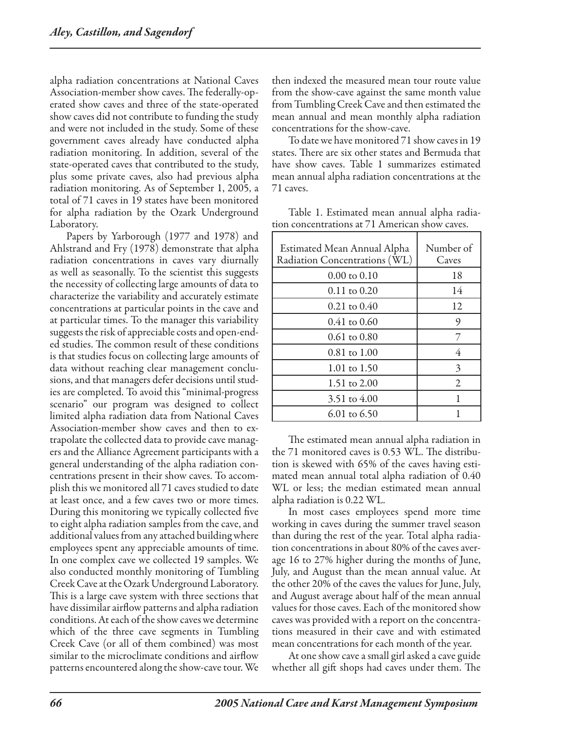alpha radiation concentrations at National Caves Association-member show caves. The federally-operated show caves and three of the state-operated show caves did not contribute to funding the study and were not included in the study. Some of these government caves already have conducted alpha radiation monitoring. In addition, several of the state-operated caves that contributed to the study, plus some private caves, also had previous alpha radiation monitoring. As of September 1, 2005, a total of 71 caves in 19 states have been monitored for alpha radiation by the Ozark Underground Laboratory.

Papers by Yarborough (1977 and 1978) and Ahlstrand and Fry (1978) demonstrate that alpha radiation concentrations in caves vary diurnally as well as seasonally. To the scientist this suggests the necessity of collecting large amounts of data to characterize the variability and accurately estimate concentrations at particular points in the cave and at particular times. To the manager this variability suggests the risk of appreciable costs and open-ended studies. The common result of these conditions is that studies focus on collecting large amounts of data without reaching clear management conclusions, and that managers defer decisions until studies are completed. To avoid this "minimal-progress scenario" our program was designed to collect limited alpha radiation data from National Caves Association-member show caves and then to extrapolate the collected data to provide cave managers and the Alliance Agreement participants with a general understanding of the alpha radiation concentrations present in their show caves. To accomplish this we monitored all 71 caves studied to date at least once, and a few caves two or more times. During this monitoring we typically collected five to eight alpha radiation samples from the cave, and additional values from any attached building where employees spent any appreciable amounts of time. In one complex cave we collected 19 samples. We also conducted monthly monitoring of Tumbling Creek Cave at the Ozark Underground Laboratory. This is a large cave system with three sections that have dissimilar airflow patterns and alpha radiation conditions. At each of the show caves we determine which of the three cave segments in Tumbling Creek Cave (or all of them combined) was most similar to the microclimate conditions and airflow patterns encountered along the show-cave tour. We then indexed the measured mean tour route value from the show-cave against the same month value from Tumbling Creek Cave and then estimated the mean annual and mean monthly alpha radiation concentrations for the show-cave.

To date we have monitored 71 show caves in 19 states. There are six other states and Bermuda that have show caves. Table 1 summarizes estimated mean annual alpha radiation concentrations at the 71 caves.

Table 1. Estimated mean annual alpha radiation concentrations at 71 American show caves.

| Estimated Mean Annual Alpha Radiation Concentrations (WL) | Number of Caves |
|---|---|
| 0.00 to 0.10 | 18 |
| 0.11 to 0.20 | 14 |
| 0.21 to 0.40 | 12 |
| 0.41 to 0.60 | 9 |
| 0.61 to 0.80 | 7 |
| 0.81 to 1.00 | 4 |
| 1.01 to 1.50 | 3 |
| 1.51 to 2.00 | 2 |
| 3.51 to 4.00 | 1 |
| 6.01 to 6.50 | 1 |

The estimated mean annual alpha radiation in the 71 monitored caves is 0.53 WL. The distribution is skewed with 65% of the caves having estimated mean annual total alpha radiation of 0.40 WL or less; the median estimated mean annual alpha radiation is 0.22 WL.

In most cases employees spend more time working in caves during the summer travel season than during the rest of the year. Total alpha radiation concentrations in about 80% of the caves average 16 to 27% higher during the months of June, July, and August than the mean annual value. At the other 20% of the caves the values for June, July, and August average about half of the mean annual values for those caves. Each of the monitored show caves was provided with a report on the concentrations measured in their cave and with estimated mean concentrations for each month of the year.

At one show cave a small girl asked a cave guide whether all gift shops had caves under them. The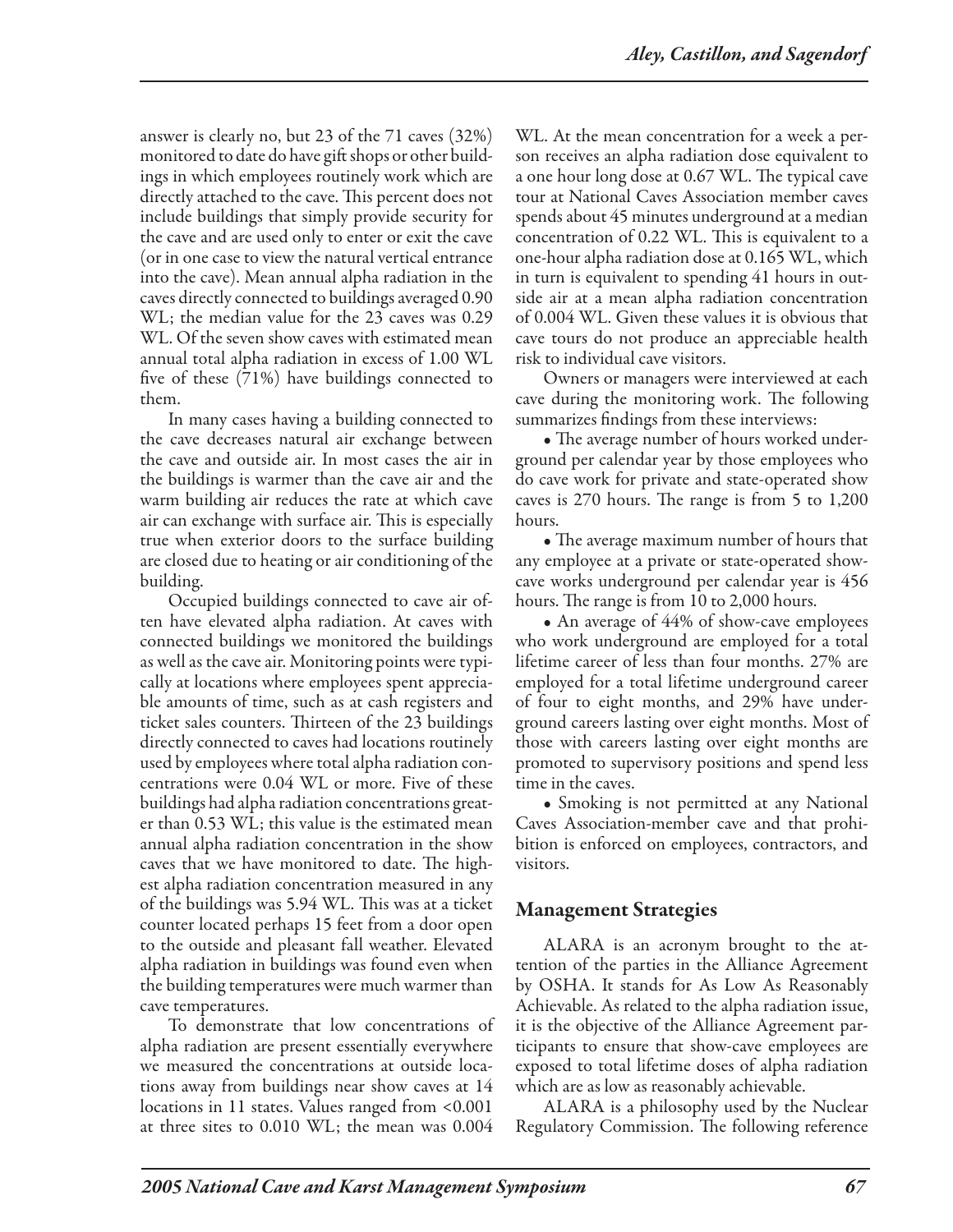answer is clearly no, but 23 of the 71 caves (32%) monitored to date do have gift shops or other buildings in which employees routinely work which are directly attached to the cave. This percent does not include buildings that simply provide security for the cave and are used only to enter or exit the cave (or in one case to view the natural vertical entrance into the cave). Mean annual alpha radiation in the caves directly connected to buildings averaged 0.90 WL; the median value for the 23 caves was 0.29 WL. Of the seven show caves with estimated mean annual total alpha radiation in excess of 1.00 WL five of these (71%) have buildings connected to them.

In many cases having a building connected to the cave decreases natural air exchange between the cave and outside air. In most cases the air in the buildings is warmer than the cave air and the warm building air reduces the rate at which cave air can exchange with surface air. This is especially true when exterior doors to the surface building are closed due to heating or air conditioning of the building.

Occupied buildings connected to cave air often have elevated alpha radiation. At caves with connected buildings we monitored the buildings as well as the cave air. Monitoring points were typically at locations where employees spent appreciable amounts of time, such as at cash registers and ticket sales counters. Thirteen of the 23 buildings directly connected to caves had locations routinely used by employees where total alpha radiation concentrations were 0.04 WL or more. Five of these buildings had alpha radiation concentrations greater than 0.53 WL; this value is the estimated mean annual alpha radiation concentration in the show caves that we have monitored to date. The highest alpha radiation concentration measured in any of the buildings was 5.94 WL. This was at a ticket counter located perhaps 15 feet from a door open to the outside and pleasant fall weather. Elevated alpha radiation in buildings was found even when the building temperatures were much warmer than cave temperatures.

To demonstrate that low concentrations of alpha radiation are present essentially everywhere we measured the concentrations at outside locations away from buildings near show caves at 14 locations in 11 states. Values ranged from <0.001 at three sites to 0.010 WL; the mean was 0.004 WL. At the mean concentration for a week a person receives an alpha radiation dose equivalent to a one hour long dose at 0.67 WL. The typical cave tour at National Caves Association member caves spends about 45 minutes underground at a median concentration of 0.22 WL. This is equivalent to a one-hour alpha radiation dose at 0.165 WL, which in turn is equivalent to spending 41 hours in outside air at a mean alpha radiation concentration of 0.004 WL. Given these values it is obvious that cave tours do not produce an appreciable health risk to individual cave visitors.

Owners or managers were interviewed at each cave during the monitoring work. The following summarizes findings from these interviews:

- The average number of hours worked underground per calendar year by those employees who do cave work for private and state-operated show caves is 270 hours. The range is from 5 to 1,200 hours.
- The average maximum number of hours that any employee at a private or state-operated show-cave works underground per calendar year is 456 hours. The range is from 10 to 2,000 hours.
- An average of 44% of show-cave employees who work underground are employed for a total lifetime career of less than four months. 27% are employed for a total lifetime underground career of four to eight months, and 29% have underground careers lasting over eight months. Most of those with careers lasting over eight months are promoted to supervisory positions and spend less time in the caves.
- Smoking is not permitted at any National Caves Association-member cave and that prohibition is enforced on employees, contractors, and visitors.

## Management Strategies

ALARA is an acronym brought to the attention of the parties in the Alliance Agreement by OSHA. It stands for As Low As Reasonably Achievable. As related to the alpha radiation issue, it is the objective of the Alliance Agreement participants to ensure that show-cave employees are exposed to total lifetime doses of alpha radiation which are as low as reasonably achievable.

ALARA is a philosophy used by the Nuclear Regulatory Commission. The following reference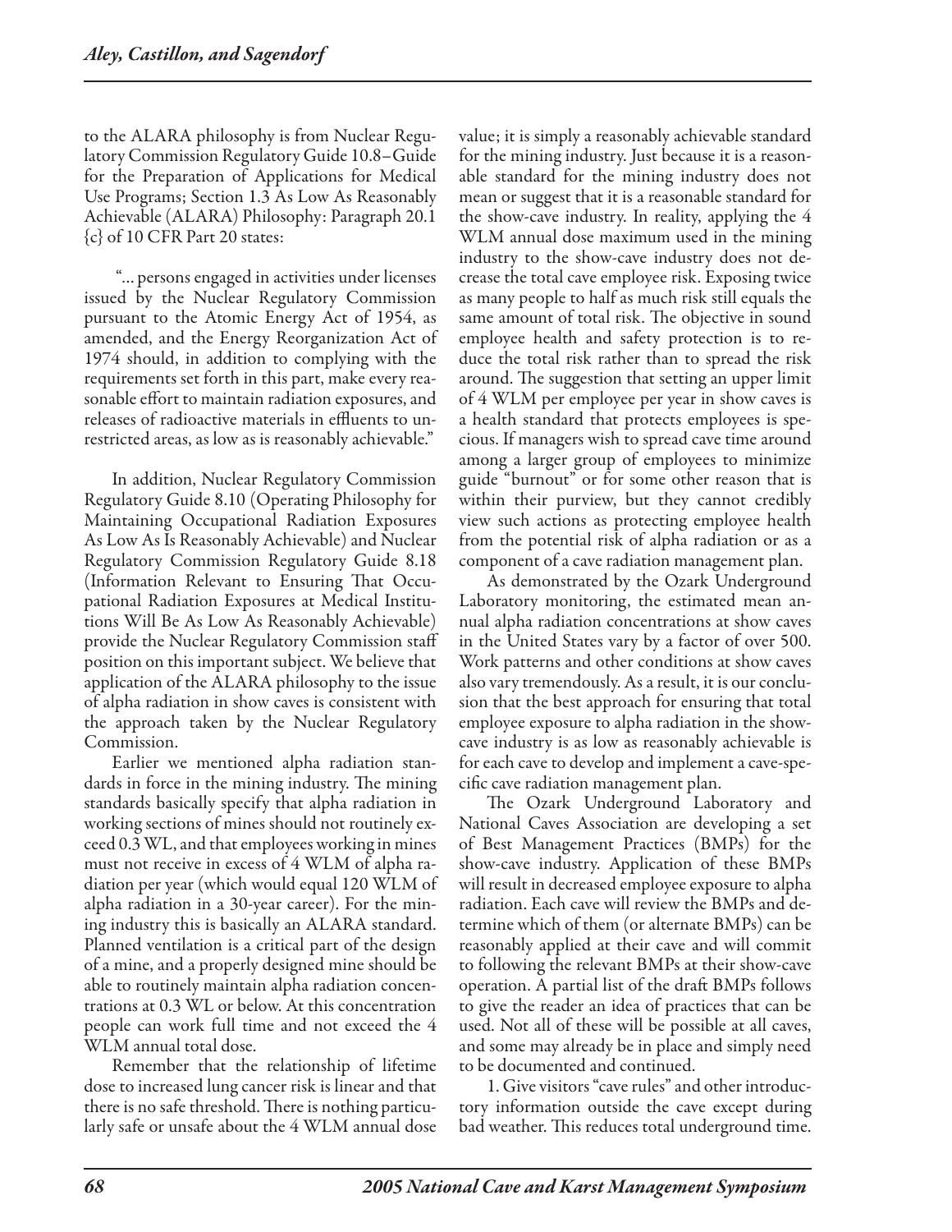to the ALARA philosophy is from Nuclear Regulatory Commission Regulatory Guide 10.8–Guide for the Preparation of Applications for Medical Use Programs; Section 1.3 As Low As Reasonably Achievable (ALARA) Philosophy: Paragraph 20.1 {c} of 10 CFR Part 20 states:

> "... persons engaged in activities under licenses issued by the Nuclear Regulatory Commission pursuant to the Atomic Energy Act of 1954, as amended, and the Energy Reorganization Act of 1974 should, in addition to complying with the requirements set forth in this part, make every reasonable effort to maintain radiation exposures, and releases of radioactive materials in effluents to unrestricted areas, as low as is reasonably achievable."

In addition, Nuclear Regulatory Commission Regulatory Guide 8.10 (Operating Philosophy for Maintaining Occupational Radiation Exposures As Low As Is Reasonably Achievable) and Nuclear Regulatory Commission Regulatory Guide 8.18 (Information Relevant to Ensuring That Occupational Radiation Exposures at Medical Institutions Will Be As Low As Reasonably Achievable) provide the Nuclear Regulatory Commission staff position on this important subject. We believe that application of the ALARA philosophy to the issue of alpha radiation in show caves is consistent with the approach taken by the Nuclear Regulatory Commission.

Earlier we mentioned alpha radiation standards in force in the mining industry. The mining standards basically specify that alpha radiation in working sections of mines should not routinely exceed 0.3 WL, and that employees working in mines must not receive in excess of 4 WLM of alpha radiation per year (which would equal 120 WLM of alpha radiation in a 30-year career). For the mining industry this is basically an ALARA standard. Planned ventilation is a critical part of the design of a mine, and a properly designed mine should be able to routinely maintain alpha radiation concentrations at 0.3 WL or below. At this concentration people can work full time and not exceed the 4 WLM annual total dose.

Remember that the relationship of lifetime dose to increased lung cancer risk is linear and that there is no safe threshold. There is nothing particularly safe or unsafe about the 4 WLM annual dose value; it is simply a reasonably achievable standard for the mining industry. Just because it is a reasonable standard for the mining industry does not mean or suggest that it is a reasonable standard for the show-cave industry. In reality, applying the 4 WLM annual dose maximum used in the mining industry to the show-cave industry does not decrease the total cave employee risk. Exposing twice as many people to half as much risk still equals the same amount of total risk. The objective in sound employee health and safety protection is to reduce the total risk rather than to spread the risk around. The suggestion that setting an upper limit of 4 WLM per employee per year in show caves is a health standard that protects employees is specious. If managers wish to spread cave time around among a larger group of employees to minimize guide "burnout" or for some other reason that is within their purview, but they cannot credibly view such actions as protecting employee health from the potential risk of alpha radiation or as a component of a cave radiation management plan.

As demonstrated by the Ozark Underground Laboratory monitoring, the estimated mean annual alpha radiation concentrations at show caves in the United States vary by a factor of over 500. Work patterns and other conditions at show caves also vary tremendously. As a result, it is our conclusion that the best approach for ensuring that total employee exposure to alpha radiation in the show-cave industry is as low as reasonably achievable is for each cave to develop and implement a cave-specific cave radiation management plan.

The Ozark Underground Laboratory and National Caves Association are developing a set of Best Management Practices (BMPs) for the show-cave industry. Application of these BMPs will result in decreased employee exposure to alpha radiation. Each cave will review the BMPs and determine which of them (or alternate BMPs) can be reasonably applied at their cave and will commit to following the relevant BMPs at their show-cave operation. A partial list of the draft BMPs follows to give the reader an idea of practices that can be used. Not all of these will be possible at all caves, and some may already be in place and simply need to be documented and continued.

1. Give visitors "cave rules" and other introductory information outside the cave except during bad weather. This reduces total underground time.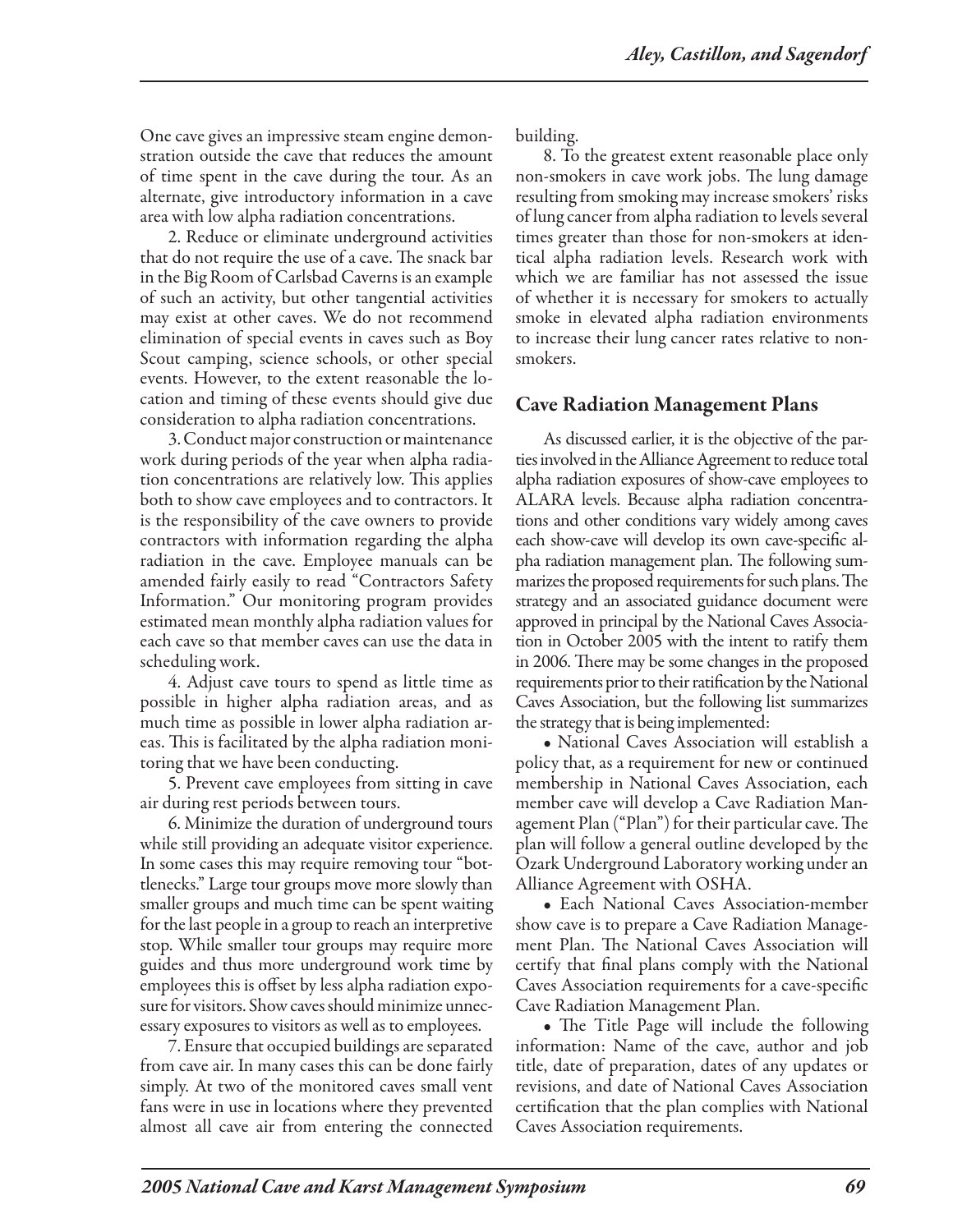One cave gives an impressive steam engine demonstration outside the cave that reduces the amount of time spent in the cave during the tour. As an alternate, give introductory information in a cave area with low alpha radiation concentrations.

2. Reduce or eliminate underground activities that do not require the use of a cave. The snack bar in the Big Room of Carlsbad Caverns is an example of such an activity, but other tangential activities may exist at other caves. We do not recommend elimination of special events in caves such as Boy Scout camping, science schools, or other special events. However, to the extent reasonable the location and timing of these events should give due consideration to alpha radiation concentrations.

3. Conduct major construction or maintenance work during periods of the year when alpha radiation concentrations are relatively low. This applies both to show cave employees and to contractors. It is the responsibility of the cave owners to provide contractors with information regarding the alpha radiation in the cave. Employee manuals can be amended fairly easily to read "Contractors Safety Information." Our monitoring program provides estimated mean monthly alpha radiation values for each cave so that member caves can use the data in scheduling work.

4. Adjust cave tours to spend as little time as possible in higher alpha radiation areas, and as much time as possible in lower alpha radiation areas. This is facilitated by the alpha radiation monitoring that we have been conducting.

5. Prevent cave employees from sitting in cave air during rest periods between tours.

6. Minimize the duration of underground tours while still providing an adequate visitor experience. In some cases this may require removing tour "bottlenecks." Large tour groups move more slowly than smaller groups and much time can be spent waiting for the last people in a group to reach an interpretive stop. While smaller tour groups may require more guides and thus more underground work time by employees this is offset by less alpha radiation exposure for visitors. Show caves should minimize unnecessary exposures to visitors as well as to employees.

7. Ensure that occupied buildings are separated from cave air. In many cases this can be done fairly simply. At two of the monitored caves small vent fans were in use in locations where they prevented almost all cave air from entering the connected building.

8. To the greatest extent reasonable place only non-smokers in cave work jobs. The lung damage resulting from smoking may increase smokers' risks of lung cancer from alpha radiation to levels several times greater than those for non-smokers at identical alpha radiation levels. Research work with which we are familiar has not assessed the issue of whether it is necessary for smokers to actually smoke in elevated alpha radiation environments to increase their lung cancer rates relative to non-smokers.

## Cave Radiation Management Plans

As discussed earlier, it is the objective of the parties involved in the Alliance Agreement to reduce total alpha radiation exposures of show-cave employees to ALARA levels. Because alpha radiation concentrations and other conditions vary widely among caves each show-cave will develop its own cave-specific alpha radiation management plan. The following summarizes the proposed requirements for such plans. The strategy and an associated guidance document were approved in principal by the National Caves Association in October 2005 with the intent to ratify them in 2006. There may be some changes in the proposed requirements prior to their ratification by the National Caves Association, but the following list summarizes the strategy that is being implemented:

- National Caves Association will establish a policy that, as a requirement for new or continued membership in National Caves Association, each member cave will develop a Cave Radiation Management Plan ("Plan") for their particular cave. The plan will follow a general outline developed by the Ozark Underground Laboratory working under an Alliance Agreement with OSHA.
- Each National Caves Association-member show cave is to prepare a Cave Radiation Management Plan. The National Caves Association will certify that final plans comply with the National Caves Association requirements for a cave-specific Cave Radiation Management Plan.
- The Title Page will include the following information: Name of the cave, author and job title, date of preparation, dates of any updates or revisions, and date of National Caves Association certification that the plan complies with National Caves Association requirements.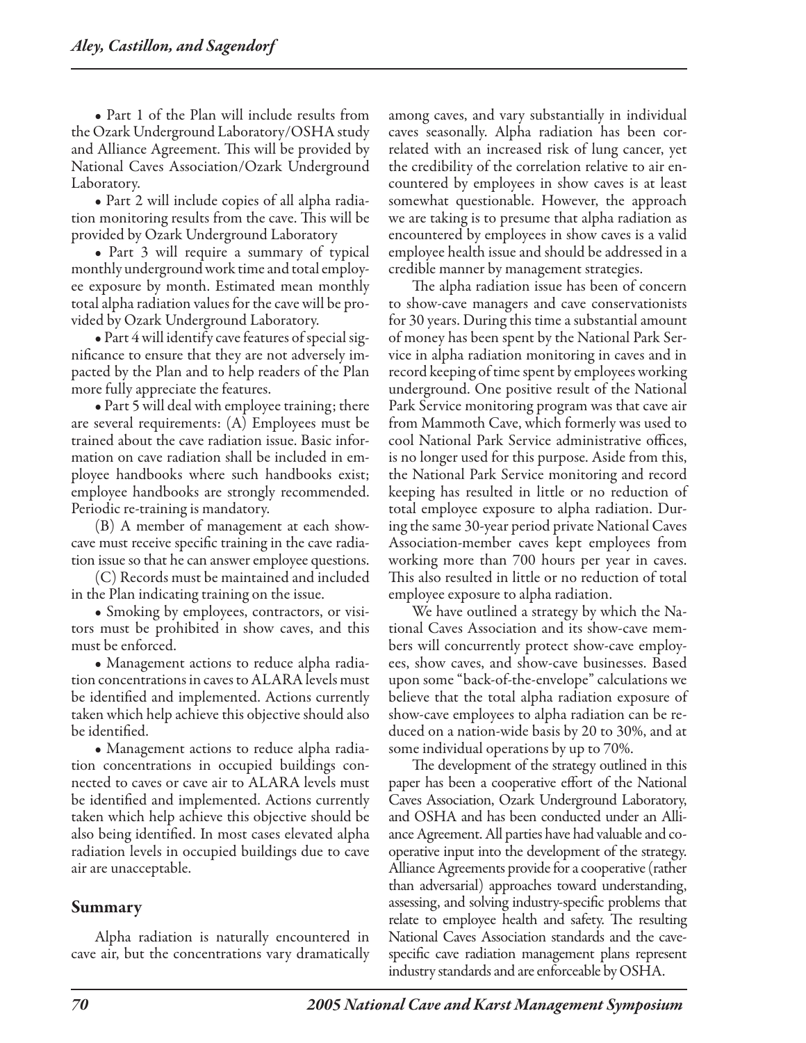• Part 1 of the Plan will include results from the Ozark Underground Laboratory/OSHA study and Alliance Agreement. This will be provided by National Caves Association/Ozark Underground Laboratory.

• Part 2 will include copies of all alpha radiation monitoring results from the cave. This will be provided by Ozark Underground Laboratory

• Part 3 will require a summary of typical monthly underground work time and total employee exposure by month. Estimated mean monthly total alpha radiation values for the cave will be provided by Ozark Underground Laboratory.

• Part 4 will identify cave features of special significance to ensure that they are not adversely impacted by the Plan and to help readers of the Plan more fully appreciate the features.

• Part 5 will deal with employee training; there are several requirements: (A) Employees must be trained about the cave radiation issue. Basic information on cave radiation shall be included in employee handbooks where such handbooks exist; employee handbooks are strongly recommended. Periodic re-training is mandatory.

(B) A member of management at each showcave must receive specific training in the cave radiation issue so that he can answer employee questions.

(C) Records must be maintained and included in the Plan indicating training on the issue.

• Smoking by employees, contractors, or visitors must be prohibited in show caves, and this must be enforced.

• Management actions to reduce alpha radiation concentrations in caves to ALARA levels must be identified and implemented. Actions currently taken which help achieve this objective should also be identified.

• Management actions to reduce alpha radiation concentrations in occupied buildings connected to caves or cave air to ALARA levels must be identified and implemented. Actions currently taken which help achieve this objective should be also being identified. In most cases elevated alpha radiation levels in occupied buildings due to cave air are unacceptable.

## Summary

Alpha radiation is naturally encountered in cave air, but the concentrations vary dramatically among caves, and vary substantially in individual caves seasonally. Alpha radiation has been correlated with an increased risk of lung cancer, yet the credibility of the correlation relative to air encountered by employees in show caves is at least somewhat questionable. However, the approach we are taking is to presume that alpha radiation as encountered by employees in show caves is a valid employee health issue and should be addressed in a credible manner by management strategies.

The alpha radiation issue has been of concern to show-cave managers and cave conservationists for 30 years. During this time a substantial amount of money has been spent by the National Park Service in alpha radiation monitoring in caves and in record keeping of time spent by employees working underground. One positive result of the National Park Service monitoring program was that cave air from Mammoth Cave, which formerly was used to cool National Park Service administrative offices, is no longer used for this purpose. Aside from this, the National Park Service monitoring and record keeping has resulted in little or no reduction of total employee exposure to alpha radiation. During the same 30-year period private National Caves Association-member caves kept employees from working more than 700 hours per year in caves. This also resulted in little or no reduction of total employee exposure to alpha radiation.

We have outlined a strategy by which the National Caves Association and its show-cave members will concurrently protect show-cave employees, show caves, and show-cave businesses. Based upon some "back-of-the-envelope" calculations we believe that the total alpha radiation exposure of show-cave employees to alpha radiation can be reduced on a nation-wide basis by 20 to 30%, and at some individual operations by up to 70%.

The development of the strategy outlined in this paper has been a cooperative effort of the National Caves Association, Ozark Underground Laboratory, and OSHA and has been conducted under an Alliance Agreement. All parties have had valuable and cooperative input into the development of the strategy. Alliance Agreements provide for a cooperative (rather than adversarial) approaches toward understanding, assessing, and solving industry-specific problems that relate to employee health and safety. The resulting National Caves Association standards and the cave-specific cave radiation management plans represent industry standards and are enforceable by OSHA.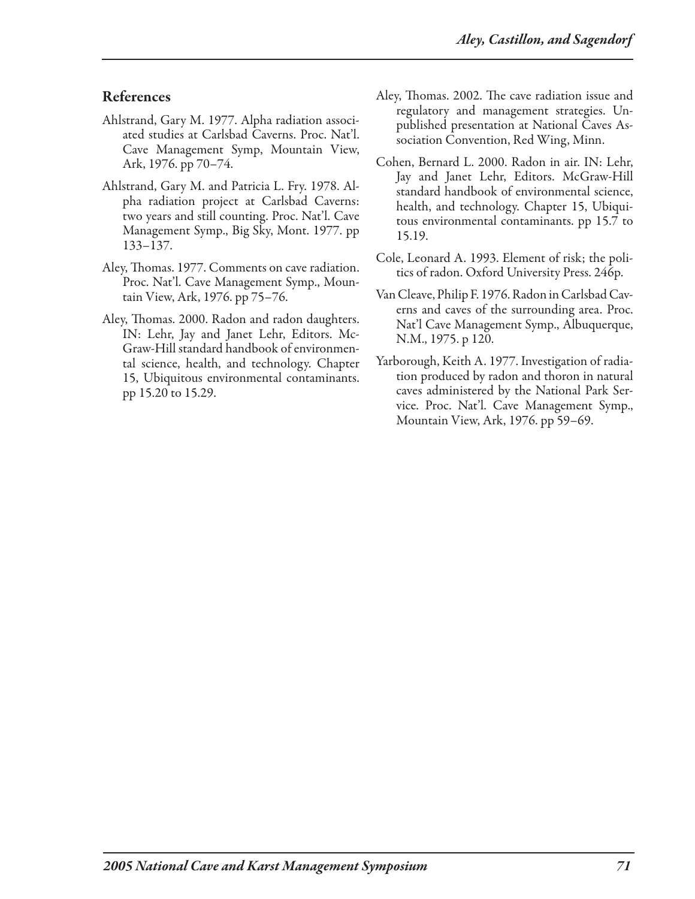## References

Ahlstrand, Gary M. 1977. Alpha radiation associated studies at Carlsbad Caverns. Proc. Nat'l. Cave Management Symp, Mountain View, Ark, 1976. pp 70–74.

Ahlstrand, Gary M. and Patricia L. Fry. 1978. Alpha radiation project at Carlsbad Caverns: two years and still counting. Proc. Nat'l. Cave Management Symp., Big Sky, Mont. 1977. pp 133–137.

Aley, Thomas. 1977. Comments on cave radiation. Proc. Nat'l. Cave Management Symp., Mountain View, Ark, 1976. pp 75–76.

Aley, Thomas. 2000. Radon and radon daughters. IN: Lehr, Jay and Janet Lehr, Editors. McGraw-Hill standard handbook of environmental science, health, and technology. Chapter 15, Ubiquitous environmental contaminants. pp 15.20 to 15.29.

Aley, Thomas. 2002. The cave radiation issue and regulatory and management strategies. Unpublished presentation at National Caves Association Convention, Red Wing, Minn.

Cohen, Bernard L. 2000. Radon in air. IN: Lehr, Jay and Janet Lehr, Editors. McGraw-Hill standard handbook of environmental science, health, and technology. Chapter 15, Ubiquitous environmental contaminants. pp 15.7 to 15.19.

Cole, Leonard A. 1993. Element of risk; the politics of radon. Oxford University Press. 246p.

Van Cleave, Philip F. 1976. Radon in Carlsbad Caverns and caves of the surrounding area. Proc. Nat'l Cave Management Symp., Albuquerque, N.M., 1975. p 120.

Yarborough, Keith A. 1977. Investigation of radiation produced by radon and thoron in natural caves administered by the National Park Service. Proc. Nat'l. Cave Management Symp., Mountain View, Ark, 1976. pp 59–69.